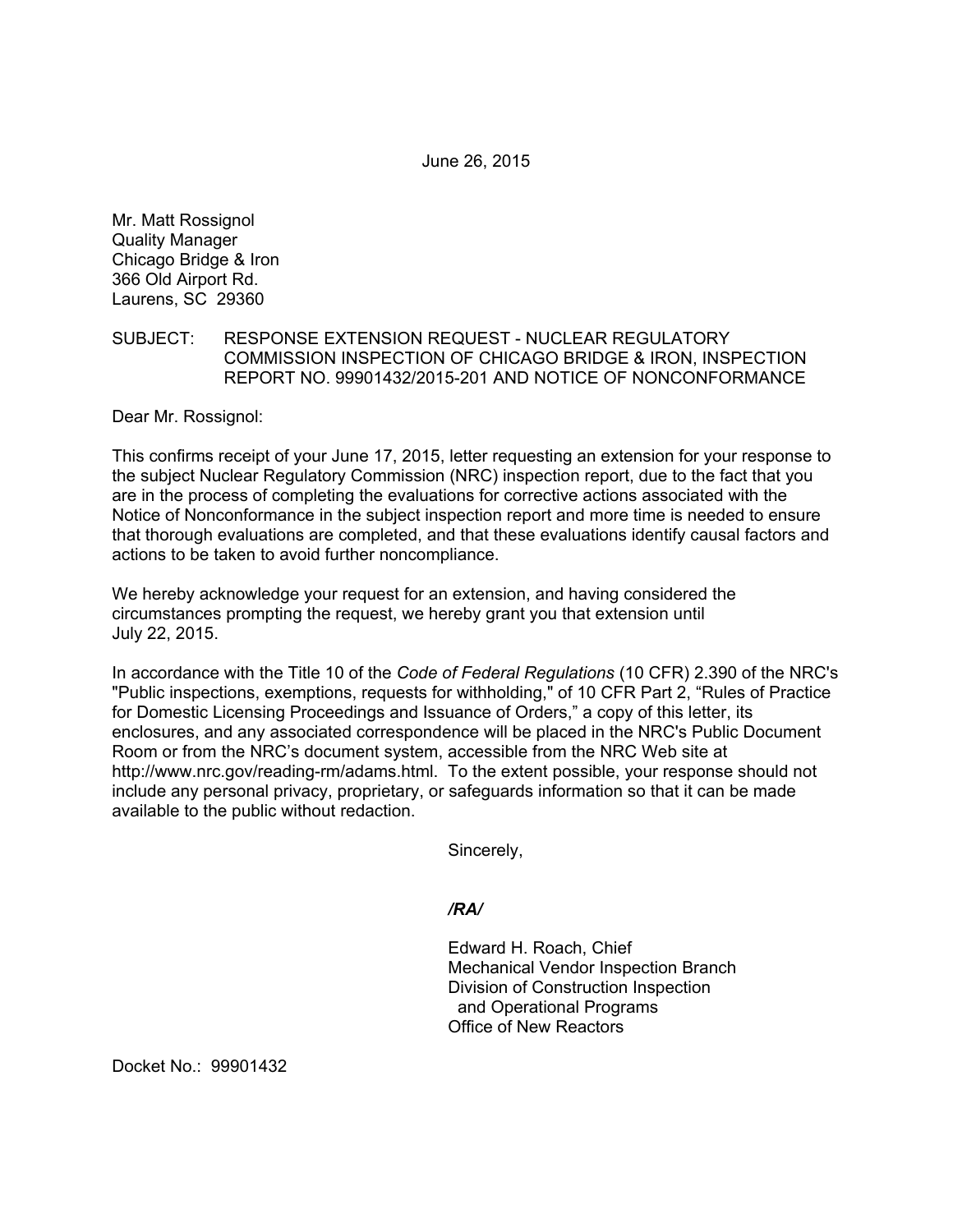June 26, 2015

Mr. Matt Rossignol
Quality Manager
Chicago Bridge & Iron
366 Old Airport Rd.
Laurens, SC 29360

SUBJECT: RESPONSE EXTENSION REQUEST - NUCLEAR REGULATORY COMMISSION INSPECTION OF CHICAGO BRIDGE & IRON, INSPECTION REPORT NO. 99901432/2015-201 AND NOTICE OF NONCONFORMANCE

Dear Mr. Rossignol:

This confirms receipt of your June 17, 2015, letter requesting an extension for your response to the subject Nuclear Regulatory Commission (NRC) inspection report, due to the fact that you are in the process of completing the evaluations for corrective actions associated with the Notice of Nonconformance in the subject inspection report and more time is needed to ensure that thorough evaluations are completed, and that these evaluations identify causal factors and actions to be taken to avoid further noncompliance.

We hereby acknowledge your request for an extension, and having considered the circumstances prompting the request, we hereby grant you that extension until July 22, 2015.

In accordance with the Title 10 of the *Code of Federal Regulations* (10 CFR) 2.390 of the NRC's "Public inspections, exemptions, requests for withholding," of 10 CFR Part 2, "Rules of Practice for Domestic Licensing Proceedings and Issuance of Orders," a copy of this letter, its enclosures, and any associated correspondence will be placed in the NRC's Public Document Room or from the NRC's document system, accessible from the NRC Web site at http://www.nrc.gov/reading-rm/adams.html. To the extent possible, your response should not include any personal privacy, proprietary, or safeguards information so that it can be made available to the public without redaction.

Sincerely,

***/RA/***

Edward H. Roach, Chief
Mechanical Vendor Inspection Branch
Division of Construction Inspection
and Operational Programs
Office of New Reactors

Docket No.: 99901432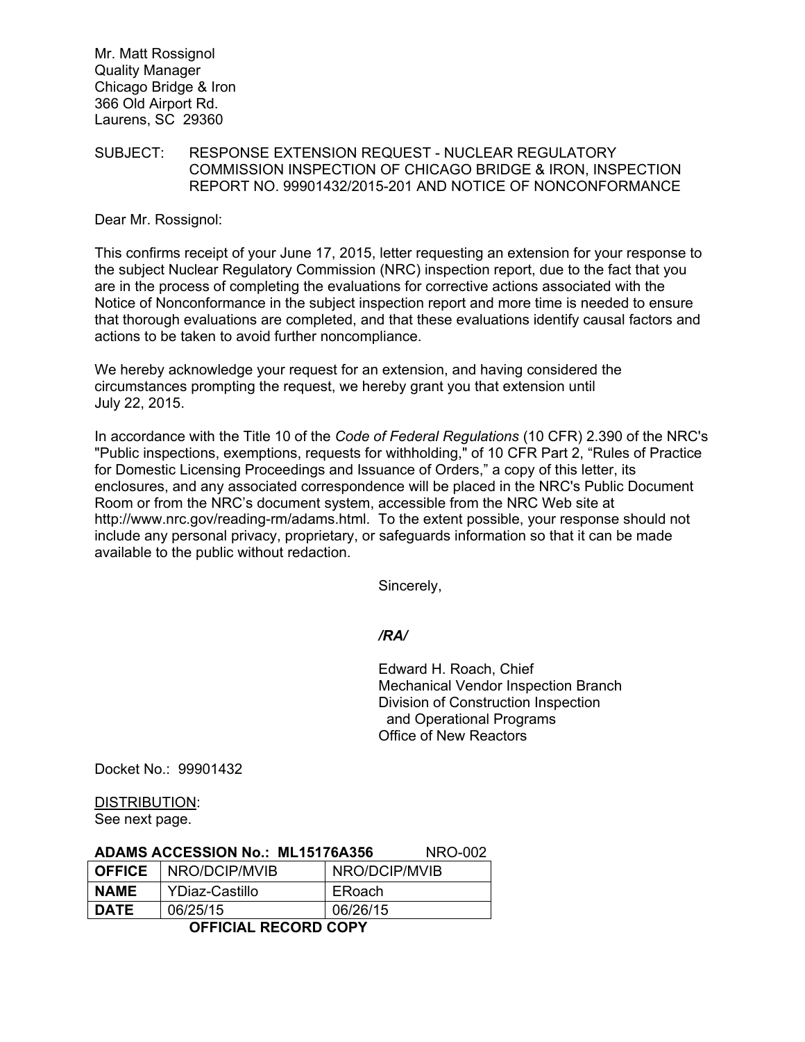Mr. Matt Rossignol
Quality Manager
Chicago Bridge & Iron
366 Old Airport Rd.
Laurens, SC 29360

SUBJECT: RESPONSE EXTENSION REQUEST - NUCLEAR REGULATORY COMMISSION INSPECTION OF CHICAGO BRIDGE & IRON, INSPECTION REPORT NO. 99901432/2015-201 AND NOTICE OF NONCONFORMANCE

Dear Mr. Rossignol:

This confirms receipt of your June 17, 2015, letter requesting an extension for your response to the subject Nuclear Regulatory Commission (NRC) inspection report, due to the fact that you are in the process of completing the evaluations for corrective actions associated with the Notice of Nonconformance in the subject inspection report and more time is needed to ensure that thorough evaluations are completed, and that these evaluations identify causal factors and actions to be taken to avoid further noncompliance.

We hereby acknowledge your request for an extension, and having considered the circumstances prompting the request, we hereby grant you that extension until July 22, 2015.

In accordance with the Title 10 of the *Code of Federal Regulations* (10 CFR) 2.390 of the NRC's "Public inspections, exemptions, requests for withholding," of 10 CFR Part 2, "Rules of Practice for Domestic Licensing Proceedings and Issuance of Orders," a copy of this letter, its enclosures, and any associated correspondence will be placed in the NRC's Public Document Room or from the NRC's document system, accessible from the NRC Web site at http://www.nrc.gov/reading-rm/adams.html. To the extent possible, your response should not include any personal privacy, proprietary, or safeguards information so that it can be made available to the public without redaction.

Sincerely,

*/RA/*

Edward H. Roach, Chief
Mechanical Vendor Inspection Branch
Division of Construction Inspection
and Operational Programs
Office of New Reactors

Docket No.: 99901432

DISTRIBUTION:
See next page.

**ADAMS ACCESSION No.: ML15176A356** NRO-002

| **OFFICE** | NRO/DCIP/MVIB | NRO/DCIP/MVIB |
|---|---|---|
| **NAME** | YDiaz-Castillo | ERoach |
| **DATE** | 06/25/15 | 06/26/15 |

**OFFICIAL RECORD COPY**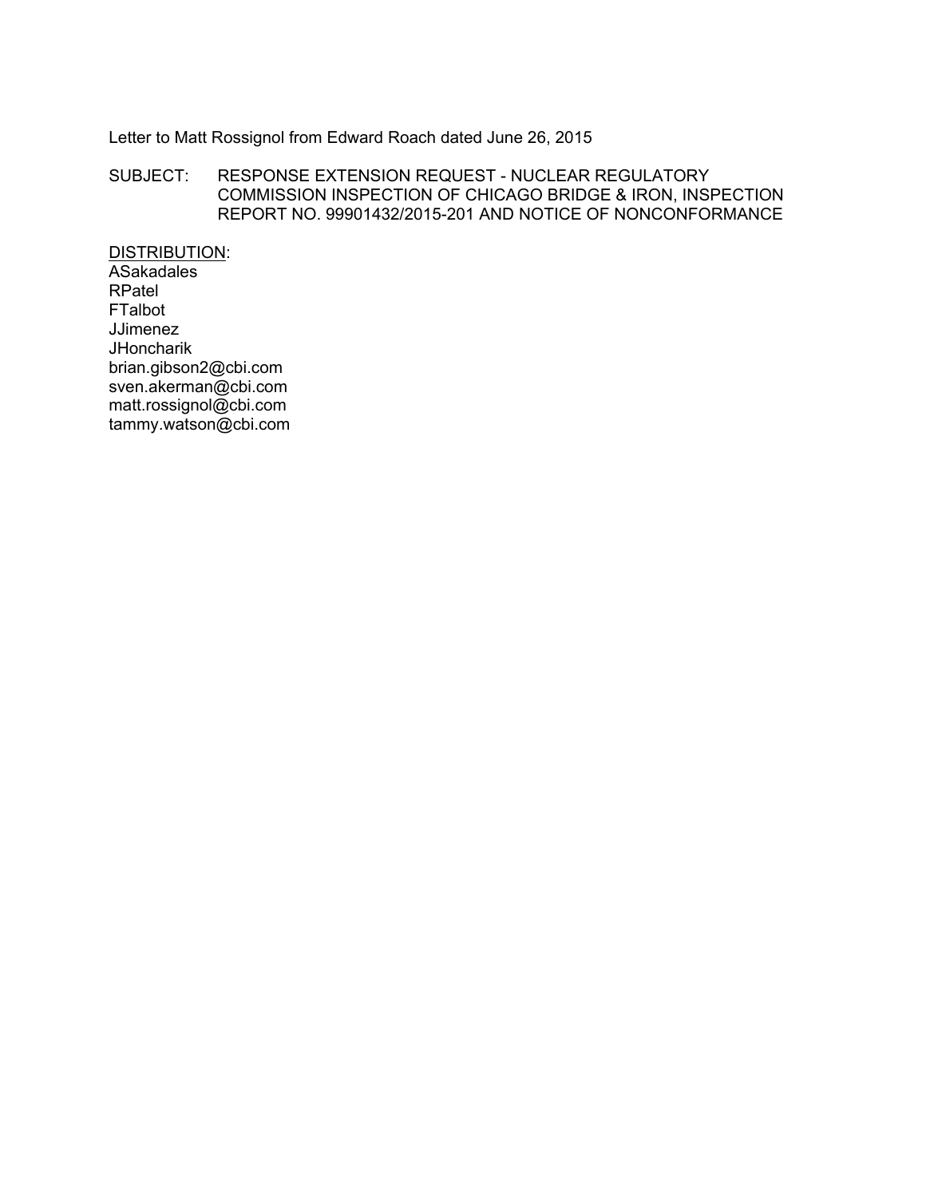Letter to Matt Rossignol from Edward Roach dated June 26, 2015

SUBJECT: RESPONSE EXTENSION REQUEST - NUCLEAR REGULATORY COMMISSION INSPECTION OF CHICAGO BRIDGE & IRON, INSPECTION REPORT NO. 99901432/2015-201 AND NOTICE OF NONCONFORMANCE

<u>DISTRIBUTION</u>:
ASakadales
RPatel
FTalbot
JJimenez
JHoncharik
brian.gibson2@cbi.com
sven.akerman@cbi.com
matt.rossignol@cbi.com
tammy.watson@cbi.com